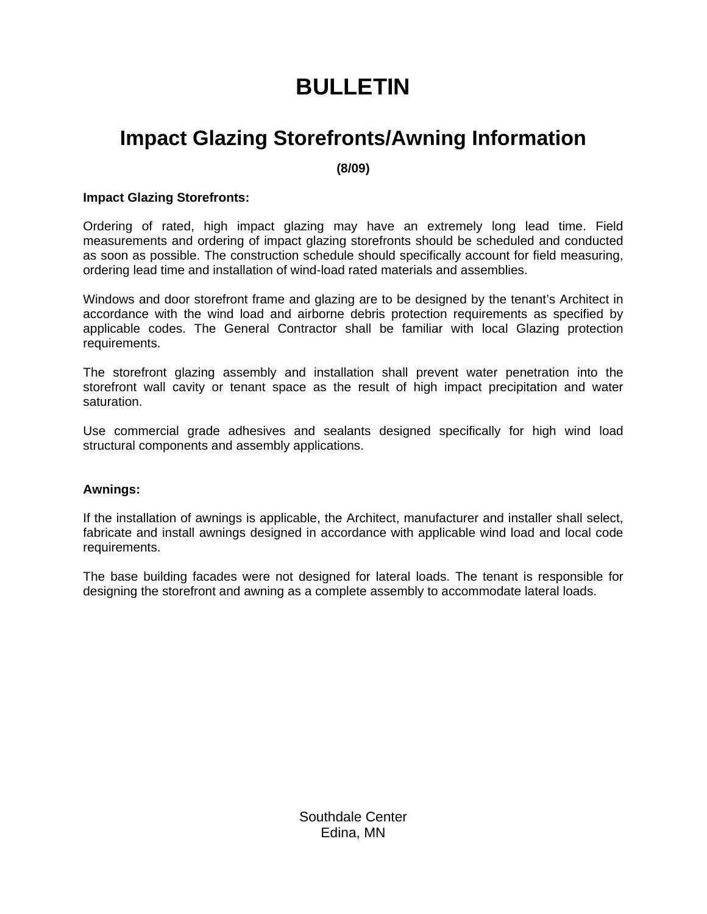# BULLETIN

## Impact Glazing Storefronts/Awning Information

**(8/09)**

**Impact Glazing Storefronts:**

Ordering of rated, high impact glazing may have an extremely long lead time. Field measurements and ordering of impact glazing storefronts should be scheduled and conducted as soon as possible. The construction schedule should specifically account for field measuring, ordering lead time and installation of wind-load rated materials and assemblies.

Windows and door storefront frame and glazing are to be designed by the tenant's Architect in accordance with the wind load and airborne debris protection requirements as specified by applicable codes. The General Contractor shall be familiar with local Glazing protection requirements.

The storefront glazing assembly and installation shall prevent water penetration into the storefront wall cavity or tenant space as the result of high impact precipitation and water saturation.

Use commercial grade adhesives and sealants designed specifically for high wind load structural components and assembly applications.

**Awnings:**

If the installation of awnings is applicable, the Architect, manufacturer and installer shall select, fabricate and install awnings designed in accordance with applicable wind load and local code requirements.

The base building facades were not designed for lateral loads. The tenant is responsible for designing the storefront and awning as a complete assembly to accommodate lateral loads.

Southdale Center
Edina, MN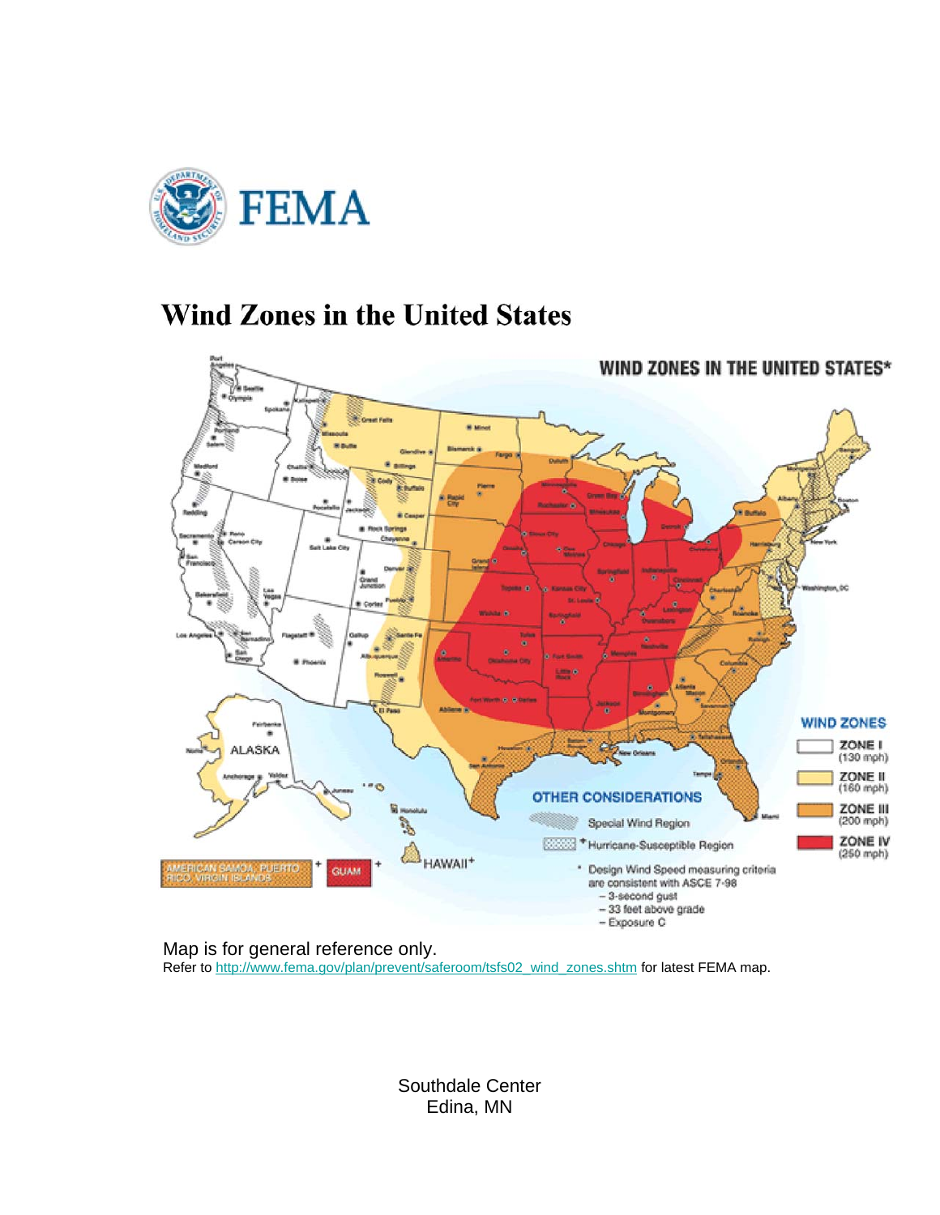FEMA

# Wind Zones in the United States

WIND ZONES IN THE UNITED STATES*

WIND ZONES

ZONE I (130 mph)

ZONE II (160 mph)

ZONE III (200 mph)

ZONE IV (250 mph)

OTHER CONSIDERATIONS

Special Wind Region

+ Hurricane-Susceptible Region

AMERICAN SAMOA, PUERTO RICO, VIRGIN ISLANDS +

GUAM +

HAWAII+

ALASKA

* Design Wind Speed measuring criteria are consistent with ASCE 7-98
- 3-second gust
- 33 feet above grade
- Exposure C

Map is for general reference only.

Refer to http://www.fema.gov/plan/prevent/saferoom/tsfs02_wind_zones.shtm for latest FEMA map.

Southdale Center
Edina, MN